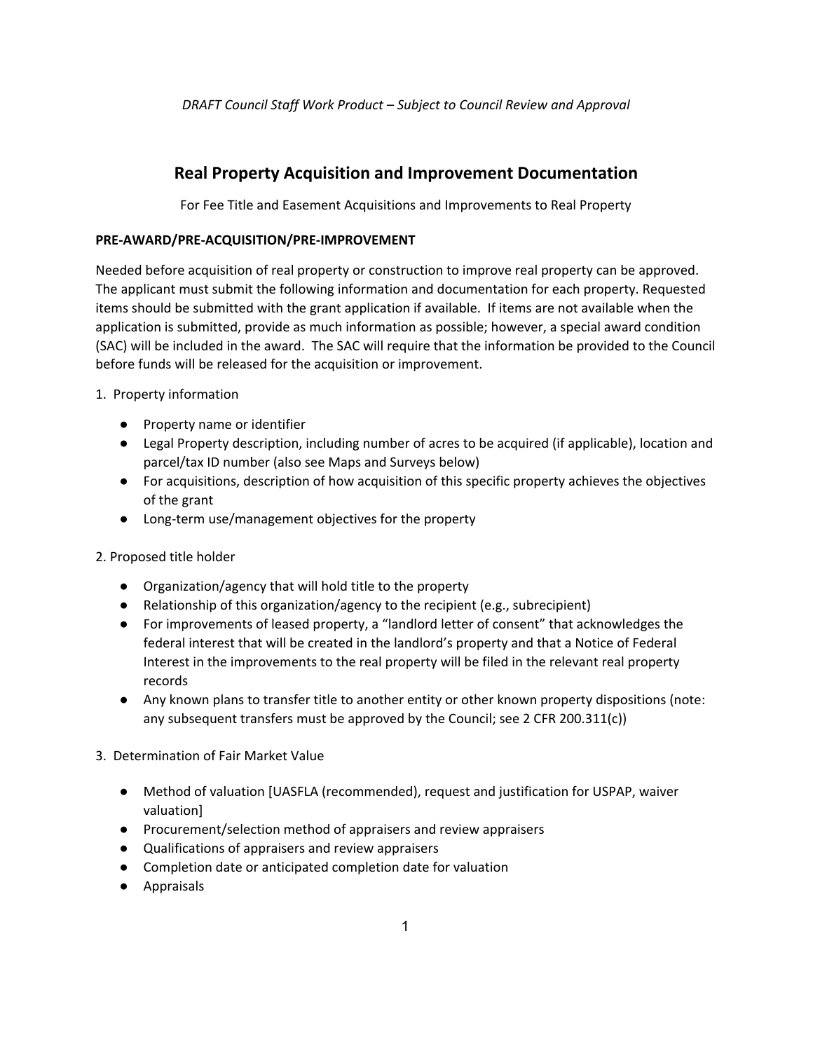*DRAFT Council Staff Work Product – Subject to Council Review and Approval*

# Real Property Acquisition and Improvement Documentation

For Fee Title and Easement Acquisitions and Improvements to Real Property

**PRE-AWARD/PRE-ACQUISITION/PRE-IMPROVEMENT**

Needed before acquisition of real property or construction to improve real property can be approved. The applicant must submit the following information and documentation for each property. Requested items should be submitted with the grant application if available. If items are not available when the application is submitted, provide as much information as possible; however, a special award condition (SAC) will be included in the award. The SAC will require that the information be provided to the Council before funds will be released for the acquisition or improvement.

1. Property information
   - Property name or identifier
   - Legal Property description, including number of acres to be acquired (if applicable), location and parcel/tax ID number (also see Maps and Surveys below)
   - For acquisitions, description of how acquisition of this specific property achieves the objectives of the grant
   - Long-term use/management objectives for the property

2. Proposed title holder
   - Organization/agency that will hold title to the property
   - Relationship of this organization/agency to the recipient (e.g., subrecipient)
   - For improvements of leased property, a "landlord letter of consent" that acknowledges the federal interest that will be created in the landlord's property and that a Notice of Federal Interest in the improvements to the real property will be filed in the relevant real property records
   - Any known plans to transfer title to another entity or other known property dispositions (note: any subsequent transfers must be approved by the Council; see 2 CFR 200.311(c))

3. Determination of Fair Market Value
   - Method of valuation [UASFLA (recommended), request and justification for USPAP, waiver valuation]
   - Procurement/selection method of appraisers and review appraisers
   - Qualifications of appraisers and review appraisers
   - Completion date or anticipated completion date for valuation
   - Appraisals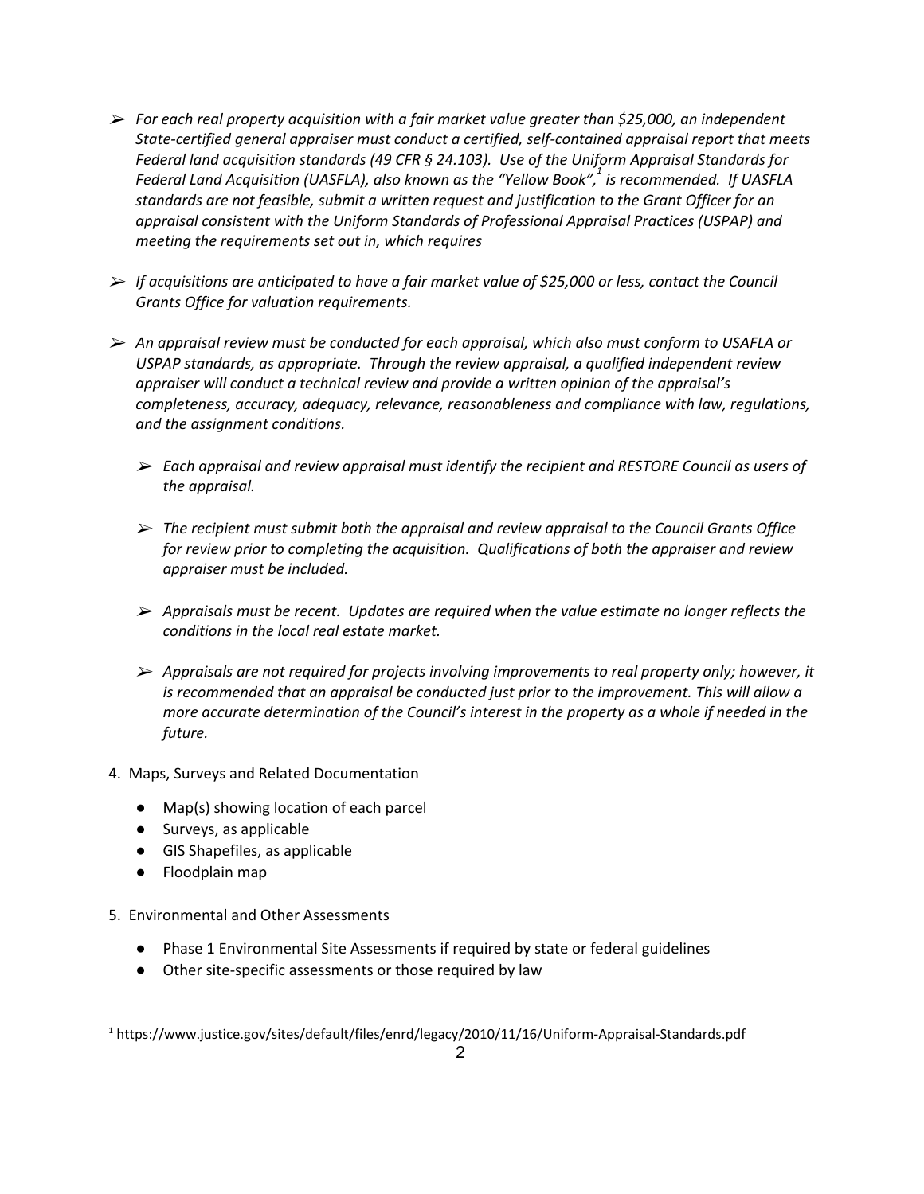- *For each real property acquisition with a fair market value greater than $25,000, an independent State-certified general appraiser must conduct a certified, self-contained appraisal report that meets Federal land acquisition standards (49 CFR § 24.103). Use of the Uniform Appraisal Standards for Federal Land Acquisition (UASFLA), also known as the "Yellow Book",[1] is recommended. If UASFLA standards are not feasible, submit a written request and justification to the Grant Officer for an appraisal consistent with the Uniform Standards of Professional Appraisal Practices (USPAP) and meeting the requirements set out in, which requires*

- *If acquisitions are anticipated to have a fair market value of $25,000 or less, contact the Council Grants Office for valuation requirements.*

- *An appraisal review must be conducted for each appraisal, which also must conform to USAFLA or USPAP standards, as appropriate. Through the review appraisal, a qualified independent review appraiser will conduct a technical review and provide a written opinion of the appraisal's completeness, accuracy, adequacy, relevance, reasonableness and compliance with law, regulations, and the assignment conditions.*

    - *Each appraisal and review appraisal must identify the recipient and RESTORE Council as users of the appraisal.*

    - *The recipient must submit both the appraisal and review appraisal to the Council Grants Office for review prior to completing the acquisition. Qualifications of both the appraiser and review appraiser must be included.*

    - *Appraisals must be recent. Updates are required when the value estimate no longer reflects the conditions in the local real estate market.*

    - *Appraisals are not required for projects involving improvements to real property only; however, it is recommended that an appraisal be conducted just prior to the improvement. This will allow a more accurate determination of the Council's interest in the property as a whole if needed in the future.*

4. Maps, Surveys and Related Documentation

    - Map(s) showing location of each parcel
    - Surveys, as applicable
    - GIS Shapefiles, as applicable
    - Floodplain map

5. Environmental and Other Assessments

    - Phase 1 Environmental Site Assessments if required by state or federal guidelines
    - Other site-specific assessments or those required by law

[1] https://www.justice.gov/sites/default/files/enrd/legacy/2010/11/16/Uniform-Appraisal-Standards.pdf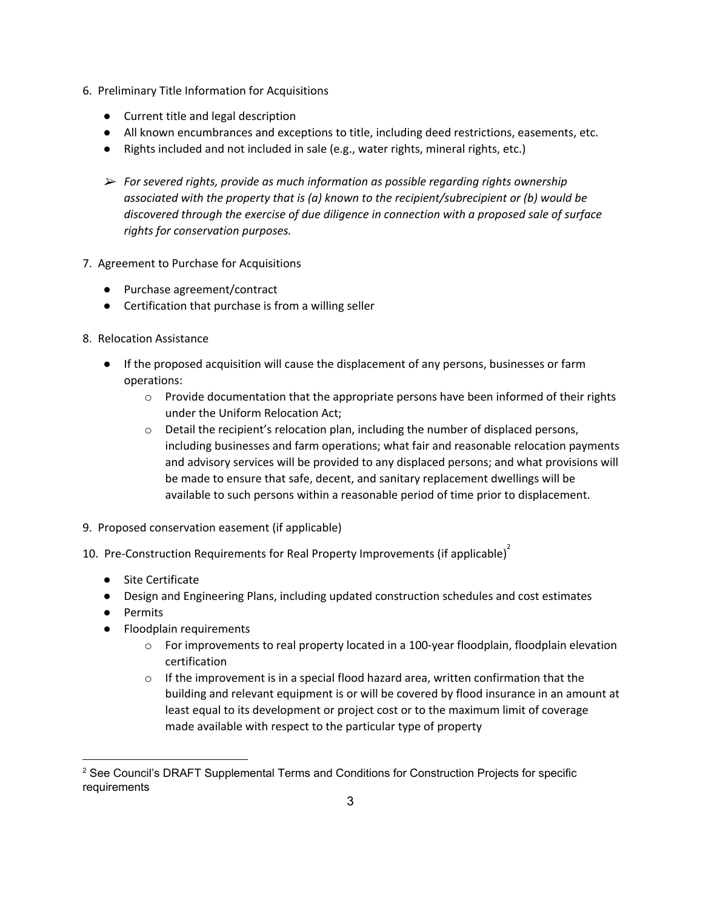6. Preliminary Title Information for Acquisitions

    - Current title and legal description
    - All known encumbrances and exceptions to title, including deed restrictions, easements, etc.
    - Rights included and not included in sale (e.g., water rights, mineral rights, etc.)

    ➢ *For severed rights, provide as much information as possible regarding rights ownership associated with the property that is (a) known to the recipient/subrecipient or (b) would be discovered through the exercise of due diligence in connection with a proposed sale of surface rights for conservation purposes.*

7. Agreement to Purchase for Acquisitions

    - Purchase agreement/contract
    - Certification that purchase is from a willing seller

8. Relocation Assistance

    - If the proposed acquisition will cause the displacement of any persons, businesses or farm operations:
        - Provide documentation that the appropriate persons have been informed of their rights under the Uniform Relocation Act;
        - Detail the recipient's relocation plan, including the number of displaced persons, including businesses and farm operations; what fair and reasonable relocation payments and advisory services will be provided to any displaced persons; and what provisions will be made to ensure that safe, decent, and sanitary replacement dwellings will be available to such persons within a reasonable period of time prior to displacement.

9. Proposed conservation easement (if applicable)

10. Pre-Construction Requirements for Real Property Improvements (if applicable)[2]

    - Site Certificate
    - Design and Engineering Plans, including updated construction schedules and cost estimates
    - Permits
    - Floodplain requirements
        - For improvements to real property located in a 100-year floodplain, floodplain elevation certification
        - If the improvement is in a special flood hazard area, written confirmation that the building and relevant equipment is or will be covered by flood insurance in an amount at least equal to its development or project cost or to the maximum limit of coverage made available with respect to the particular type of property

---

[2] See Council's DRAFT Supplemental Terms and Conditions for Construction Projects for specific requirements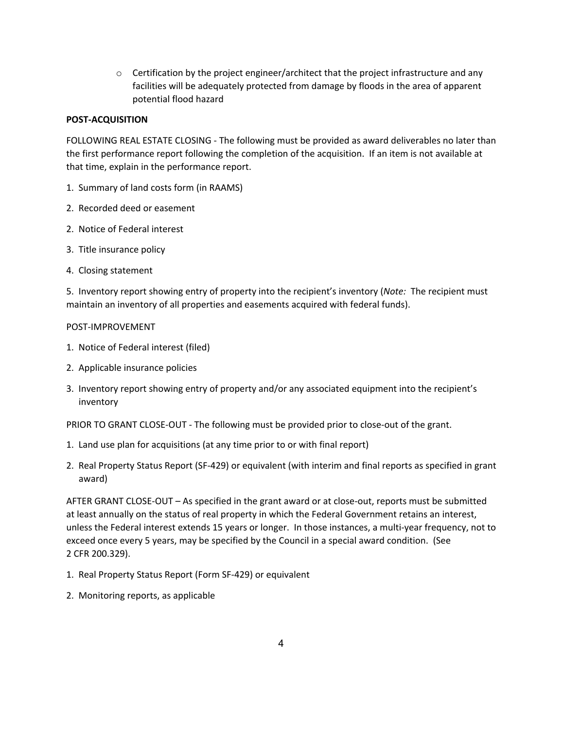- Certification by the project engineer/architect that the project infrastructure and any facilities will be adequately protected from damage by floods in the area of apparent potential flood hazard

**POST-ACQUISITION**

FOLLOWING REAL ESTATE CLOSING - The following must be provided as award deliverables no later than the first performance report following the completion of the acquisition. If an item is not available at that time, explain in the performance report.

1. Summary of land costs form (in RAAMS)

2. Recorded deed or easement

2. Notice of Federal interest

3. Title insurance policy

4. Closing statement

5. Inventory report showing entry of property into the recipient's inventory (*Note:* The recipient must maintain an inventory of all properties and easements acquired with federal funds).

POST-IMPROVEMENT

1. Notice of Federal interest (filed)
2. Applicable insurance policies
3. Inventory report showing entry of property and/or any associated equipment into the recipient's inventory

PRIOR TO GRANT CLOSE-OUT - The following must be provided prior to close-out of the grant.

1. Land use plan for acquisitions (at any time prior to or with final report)
2. Real Property Status Report (SF-429) or equivalent (with interim and final reports as specified in grant award)

AFTER GRANT CLOSE-OUT – As specified in the grant award or at close-out, reports must be submitted at least annually on the status of real property in which the Federal Government retains an interest, unless the Federal interest extends 15 years or longer. In those instances, a multi-year frequency, not to exceed once every 5 years, may be specified by the Council in a special award condition. (See 2 CFR 200.329).

1. Real Property Status Report (Form SF-429) or equivalent
2. Monitoring reports, as applicable